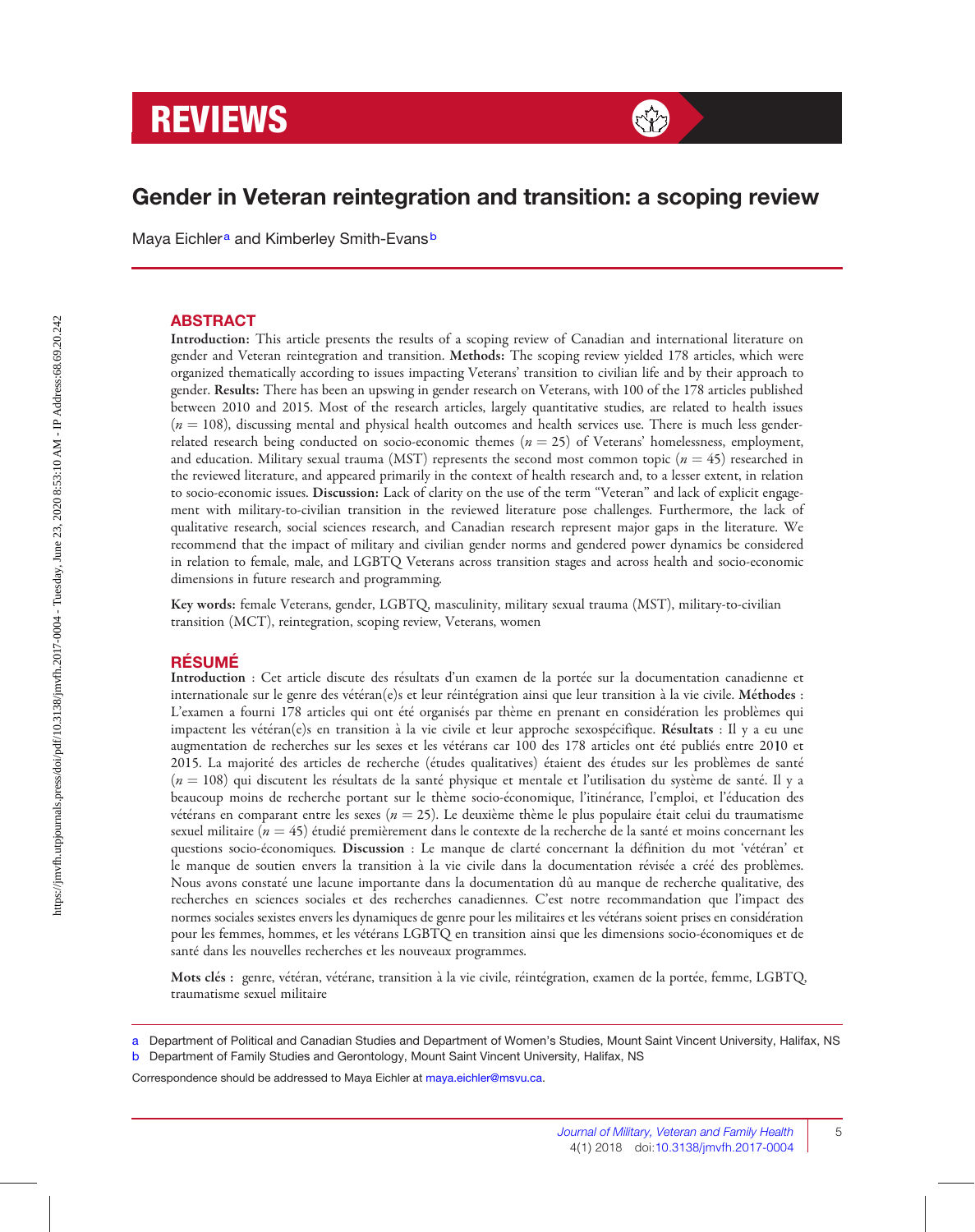# REVIEWS

## Gender in Veteran reintegration and transition: a scoping review

Maya Eichler[a] and Kimberley Smith-Evans[b]

### ABSTRACT

**Introduction:** This article presents the results of a scoping review of Canadian and international literature on gender and Veteran reintegration and transition. **Methods:** The scoping review yielded 178 articles, which were organized thematically according to issues impacting Veterans' transition to civilian life and by their approach to gender. **Results:** There has been an upswing in gender research on Veterans, with 100 of the 178 articles published between 2010 and 2015. Most of the research articles, largely quantitative studies, are related to health issues ($n = 108$), discussing mental and physical health outcomes and health services use. There is much less gender-related research being conducted on socio-economic themes ($n = 25$) of Veterans' homelessness, employment, and education. Military sexual trauma (MST) represents the second most common topic ($n = 45$) researched in the reviewed literature, and appeared primarily in the context of health research and, to a lesser extent, in relation to socio-economic issues. **Discussion:** Lack of clarity on the use of the term "Veteran" and lack of explicit engagement with military-to-civilian transition in the reviewed literature pose challenges. Furthermore, the lack of qualitative research, social sciences research, and Canadian research represent major gaps in the literature. We recommend that the impact of military and civilian gender norms and gendered power dynamics be considered in relation to female, male, and LGBTQ Veterans across transition stages and across health and socio-economic dimensions in future research and programming.

**Key words:** female Veterans, gender, LGBTQ, masculinity, military sexual trauma (MST), military-to-civilian transition (MCT), reintegration, scoping review, Veterans, women

### RÉSUMÉ

**Introduction** : Cet article discute des résultats d'un examen de la portée sur la documentation canadienne et internationale sur le genre des vétéran(e)s et leur réintégration ainsi que leur transition à la vie civile. **Méthodes** : L'examen a fourni 178 articles qui ont été organisés par thème en prenant en considération les problèmes qui impactent les vétéran(e)s en transition à la vie civile et leur approche sexospécifique. **Résultats** : Il y a eu une augmentation de recherches sur les sexes et les vétérans car 100 des 178 articles ont été publiés entre 2010 et 2015. La majorité des articles de recherche (études qualitatives) étaient des études sur les problèmes de santé ($n = 108$) qui discutent les résultats de la santé physique et mentale et l'utilisation du système de santé. Il y a beaucoup moins de recherche portant sur le thème socio-économique, l'itinérance, l'emploi, et l'éducation des vétérans en comparant entre les sexes ($n = 25$). Le deuxième thème le plus populaire était celui du traumatisme sexuel militaire ($n = 45$) étudié premièrement dans le contexte de la recherche de la santé et moins concernant les questions socio-économiques. **Discussion** : Le manque de clarté concernant la définition du mot 'vétéran' et le manque de soutien envers la transition à la vie civile dans la documentation révisée a créé des problèmes. Nous avons constaté une lacune importante dans la documentation dû au manque de recherche qualitative, des recherches en sciences sociales et des recherches canadiennes. C'est notre recommandation que l'impact des normes sociales sexistes envers les dynamiques de genre pour les militaires et les vétérans soient prises en considération pour les femmes, hommes, et les vétérans LGBTQ en transition ainsi que les dimensions socio-économiques et de santé dans les nouvelles recherches et les nouveaux programmes.

**Mots clés :** genre, vétéran, vétérane, transition à la vie civile, réintégration, examen de la portée, femme, LGBTQ, traumatisme sexuel militaire

---

[a] Department of Political and Canadian Studies and Department of Women's Studies, Mount Saint Vincent University, Halifax, NS

[b] Department of Family Studies and Gerontology, Mount Saint Vincent University, Halifax, NS

Correspondence should be addressed to Maya Eichler at maya.eichler@msvu.ca.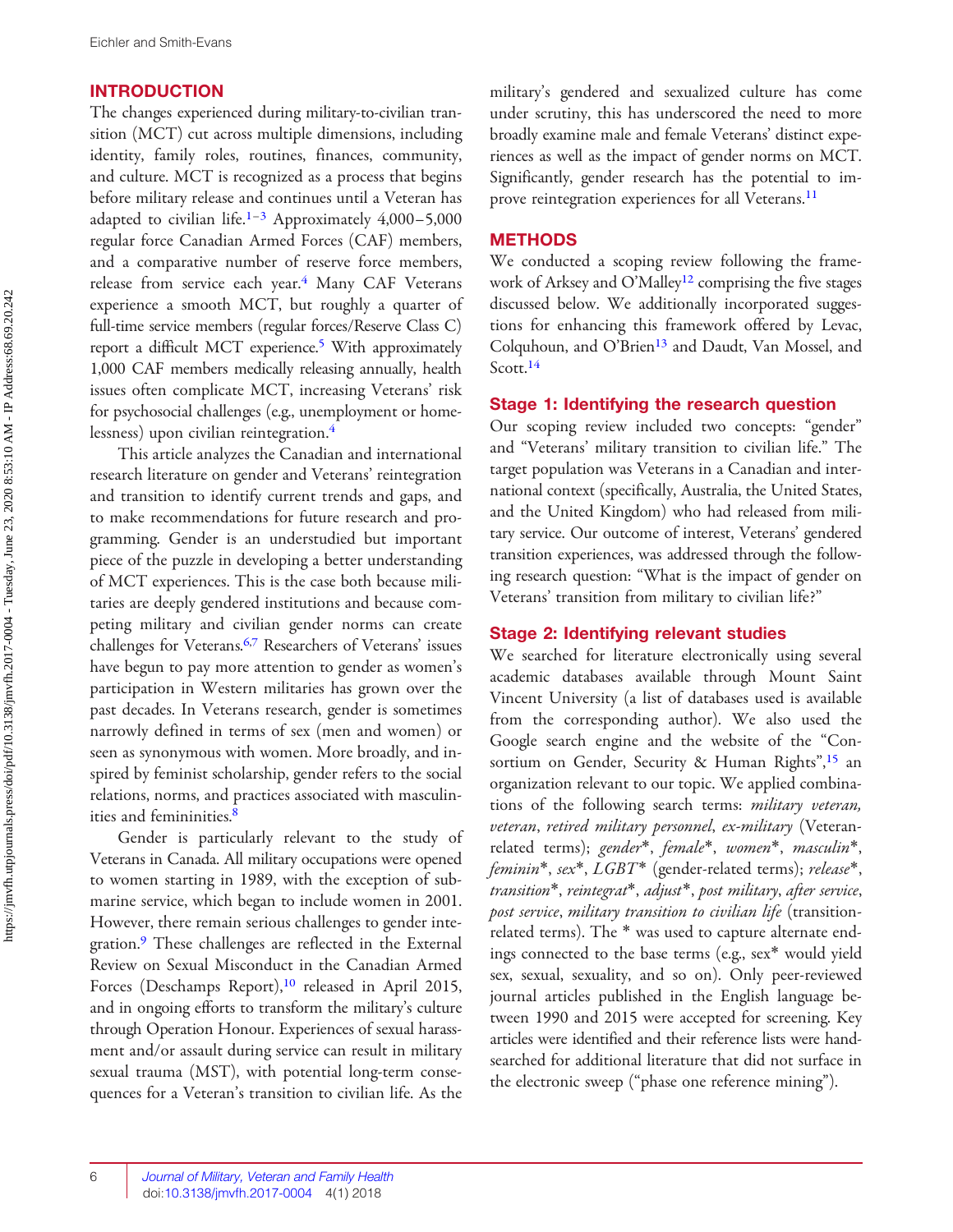## INTRODUCTION

The changes experienced during military-to-civilian transition (MCT) cut across multiple dimensions, including identity, family roles, routines, finances, community, and culture. MCT is recognized as a process that begins before military release and continues until a Veteran has adapted to civilian life.[1–3] Approximately 4,000–5,000 regular force Canadian Armed Forces (CAF) members, and a comparative number of reserve force members, release from service each year.[4] Many CAF Veterans experience a smooth MCT, but roughly a quarter of full-time service members (regular forces/Reserve Class C) report a difficult MCT experience.[5] With approximately 1,000 CAF members medically releasing annually, health issues often complicate MCT, increasing Veterans' risk for psychosocial challenges (e.g., unemployment or homelessness) upon civilian reintegration.[4]

This article analyzes the Canadian and international research literature on gender and Veterans' reintegration and transition to identify current trends and gaps, and to make recommendations for future research and programming. Gender is an understudied but important piece of the puzzle in developing a better understanding of MCT experiences. This is the case both because militaries are deeply gendered institutions and because competing military and civilian gender norms can create challenges for Veterans.[6,7] Researchers of Veterans' issues have begun to pay more attention to gender as women's participation in Western militaries has grown over the past decades. In Veterans research, gender is sometimes narrowly defined in terms of sex (men and women) or seen as synonymous with women. More broadly, and inspired by feminist scholarship, gender refers to the social relations, norms, and practices associated with masculinities and femininities.[8]

Gender is particularly relevant to the study of Veterans in Canada. All military occupations were opened to women starting in 1989, with the exception of submarine service, which began to include women in 2001. However, there remain serious challenges to gender integration.[9] These challenges are reflected in the External Review on Sexual Misconduct in the Canadian Armed Forces (Deschamps Report),[10] released in April 2015, and in ongoing efforts to transform the military's culture through Operation Honour. Experiences of sexual harassment and/or assault during service can result in military sexual trauma (MST), with potential long-term consequences for a Veteran's transition to civilian life. As the military's gendered and sexualized culture has come under scrutiny, this has underscored the need to more broadly examine male and female Veterans' distinct experiences as well as the impact of gender norms on MCT. Significantly, gender research has the potential to improve reintegration experiences for all Veterans.[11]

## METHODS

We conducted a scoping review following the framework of Arksey and O'Malley[12] comprising the five stages discussed below. We additionally incorporated suggestions for enhancing this framework offered by Levac, Colquhoun, and O'Brien[13] and Daudt, Van Mossel, and Scott.[14]

### Stage 1: Identifying the research question

Our scoping review included two concepts: "gender" and "Veterans' military transition to civilian life." The target population was Veterans in a Canadian and international context (specifically, Australia, the United States, and the United Kingdom) who had released from military service. Our outcome of interest, Veterans' gendered transition experiences, was addressed through the following research question: "What is the impact of gender on Veterans' transition from military to civilian life?"

### Stage 2: Identifying relevant studies

We searched for literature electronically using several academic databases available through Mount Saint Vincent University (a list of databases used is available from the corresponding author). We also used the Google search engine and the website of the "Consortium on Gender, Security & Human Rights",[15] an organization relevant to our topic. We applied combinations of the following search terms: *military veteran*, *veteran*, *retired military personnel*, *ex-military* (Veteran-related terms); *gender*\*, *female*\*, *women*\*, *masculin*\*, *feminin*\*, *sex*\*, *LGBT*\* (gender-related terms); *release*\*, *transition*\*, *reintegrat*\*, *adjust*\*, *post military*, *after service*, *post service*, *military transition to civilian life* (transition-related terms). The \* was used to capture alternate endings connected to the base terms (e.g., sex\* would yield sex, sexual, sexuality, and so on). Only peer-reviewed journal articles published in the English language between 1990 and 2015 were accepted for screening. Key articles were identified and their reference lists were hand-searched for additional literature that did not surface in the electronic sweep ("phase one reference mining").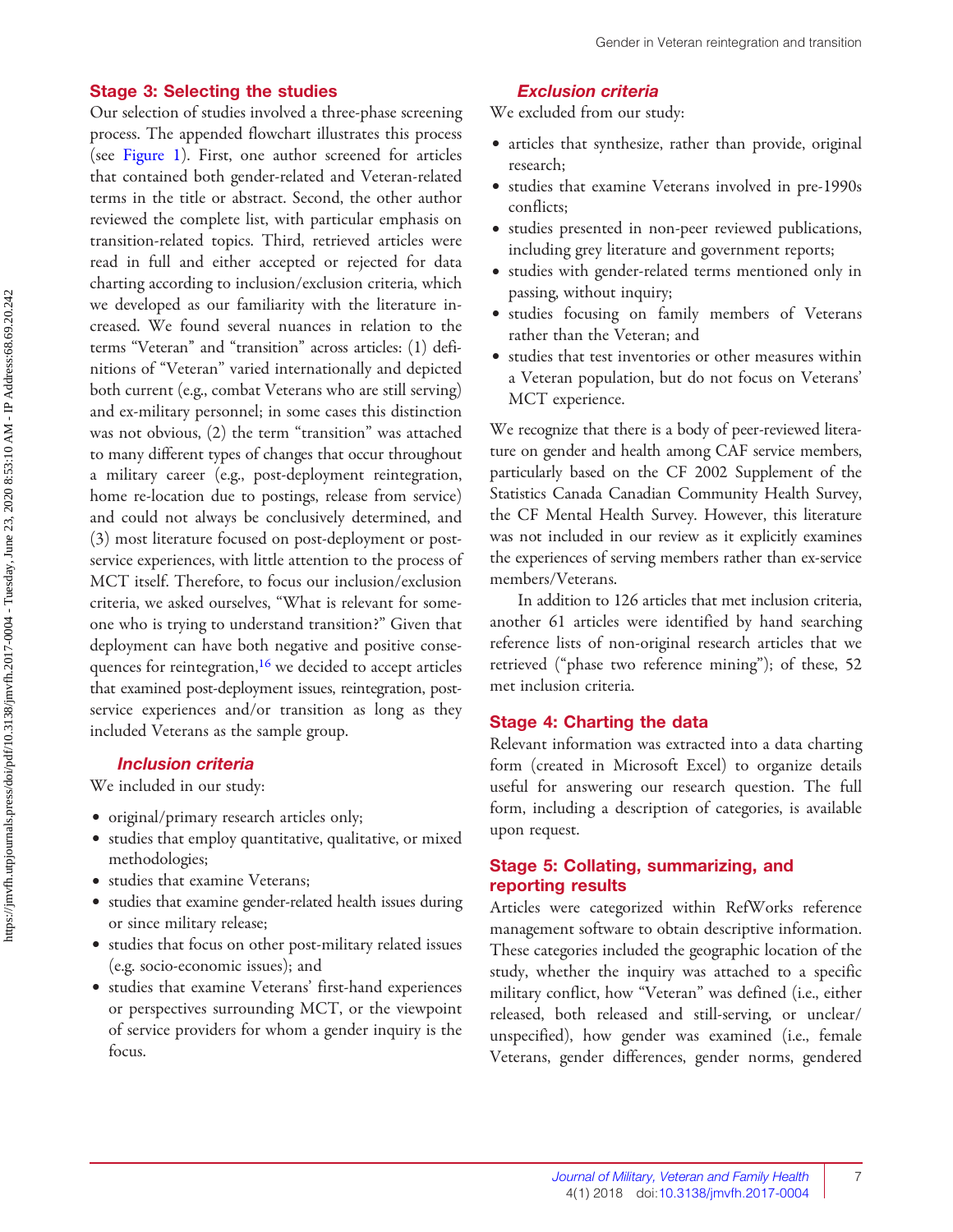## Stage 3: Selecting the studies

Our selection of studies involved a three-phase screening process. The appended flowchart illustrates this process (see Figure 1). First, one author screened for articles that contained both gender-related and Veteran-related terms in the title or abstract. Second, the other author reviewed the complete list, with particular emphasis on transition-related topics. Third, retrieved articles were read in full and either accepted or rejected for data charting according to inclusion/exclusion criteria, which we developed as our familiarity with the literature increased. We found several nuances in relation to the terms "Veteran" and "transition" across articles: (1) definitions of "Veteran" varied internationally and depicted both current (e.g., combat Veterans who are still serving) and ex-military personnel; in some cases this distinction was not obvious, (2) the term "transition" was attached to many different types of changes that occur throughout a military career (e.g., post-deployment reintegration, home re-location due to postings, release from service) and could not always be conclusively determined, and (3) most literature focused on post-deployment or post-service experiences, with little attention to the process of MCT itself. Therefore, to focus our inclusion/exclusion criteria, we asked ourselves, "What is relevant for someone who is trying to understand transition?" Given that deployment can have both negative and positive consequences for reintegration,[16] we decided to accept articles that examined post-deployment issues, reintegration, post-service experiences and/or transition as long as they included Veterans as the sample group.

### Inclusion criteria

We included in our study:

- original/primary research articles only;
- studies that employ quantitative, qualitative, or mixed methodologies;
- studies that examine Veterans;
- studies that examine gender-related health issues during or since military release;
- studies that focus on other post-military related issues (e.g. socio-economic issues); and
- studies that examine Veterans' first-hand experiences or perspectives surrounding MCT, or the viewpoint of service providers for whom a gender inquiry is the focus.

### Exclusion criteria

We excluded from our study:

- articles that synthesize, rather than provide, original research;
- studies that examine Veterans involved in pre-1990s conflicts;
- studies presented in non-peer reviewed publications, including grey literature and government reports;
- studies with gender-related terms mentioned only in passing, without inquiry;
- studies focusing on family members of Veterans rather than the Veteran; and
- studies that test inventories or other measures within a Veteran population, but do not focus on Veterans' MCT experience.

We recognize that there is a body of peer-reviewed literature on gender and health among CAF service members, particularly based on the CF 2002 Supplement of the Statistics Canada Canadian Community Health Survey, the CF Mental Health Survey. However, this literature was not included in our review as it explicitly examines the experiences of serving members rather than ex-service members/Veterans.

In addition to 126 articles that met inclusion criteria, another 61 articles were identified by hand searching reference lists of non-original research articles that we retrieved ("phase two reference mining"); of these, 52 met inclusion criteria.

## Stage 4: Charting the data

Relevant information was extracted into a data charting form (created in Microsoft Excel) to organize details useful for answering our research question. The full form, including a description of categories, is available upon request.

## Stage 5: Collating, summarizing, and reporting results

Articles were categorized within RefWorks reference management software to obtain descriptive information. These categories included the geographic location of the study, whether the inquiry was attached to a specific military conflict, how "Veteran" was defined (i.e., either released, both released and still-serving, or unclear/unspecified), how gender was examined (i.e., female Veterans, gender differences, gender norms, gendered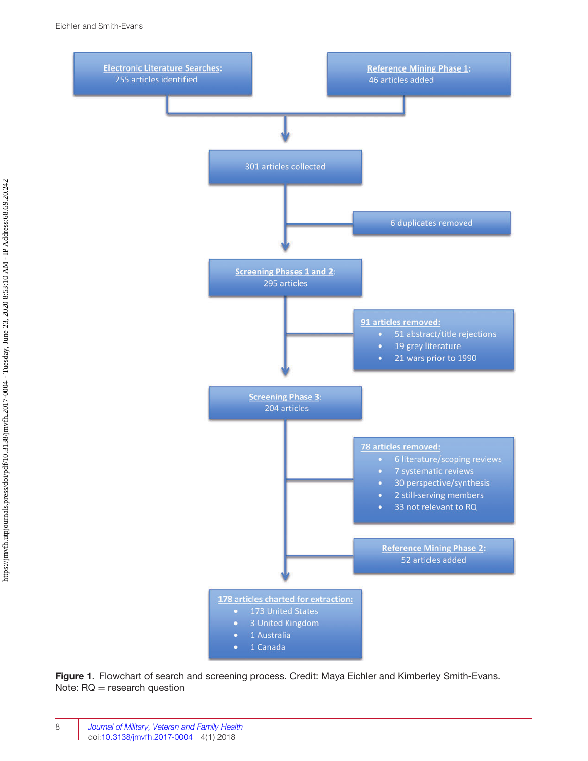**Electronic Literature Searches:**
255 articles identified

**Reference Mining Phase 1:**
46 articles added

301 articles collected

6 duplicates removed

**Screening Phases 1 and 2:**
295 articles

**91 articles removed:**

- 51 abstract/title rejections
- 19 grey literature
- 21 wars prior to 1990

**Screening Phase 3:**
204 articles

**78 articles removed:**

- 6 literature/scoping reviews
- 7 systematic reviews
- 30 perspective/synthesis
- 2 still-serving members
- 33 not relevant to RQ

**Reference Mining Phase 2:**
52 articles added

**178 articles charted for extraction:**

- 173 United States
- 3 United Kingdom
- 1 Australia
- 1 Canada

**Figure 1.** Flowchart of search and screening process. Credit: Maya Eichler and Kimberley Smith-Evans.
Note: RQ = research question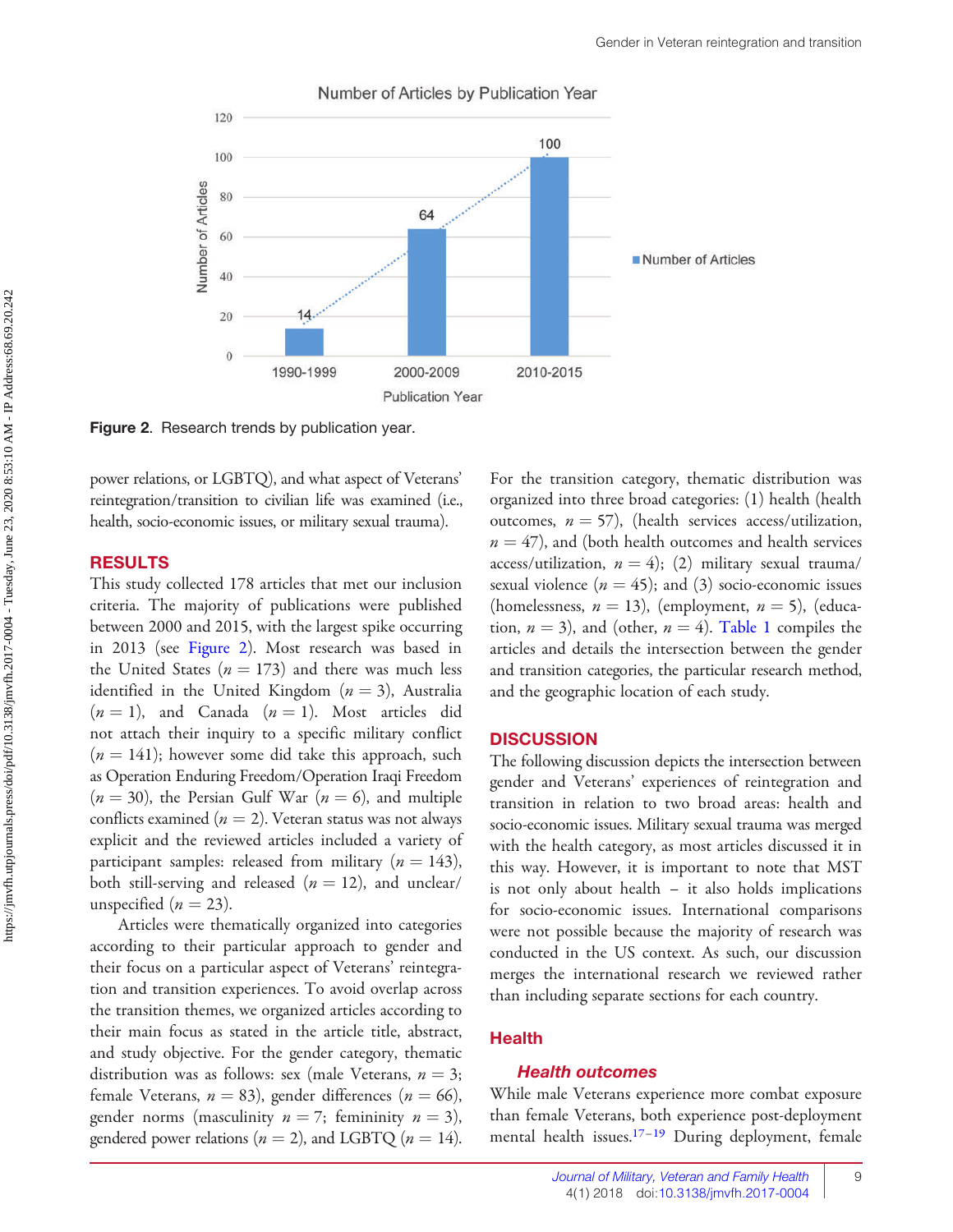**Figure 2**. Research trends by publication year.

power relations, or LGBTQ), and what aspect of Veterans' reintegration/transition to civilian life was examined (i.e., health, socio-economic issues, or military sexual trauma).

## RESULTS

This study collected 178 articles that met our inclusion criteria. The majority of publications were published between 2000 and 2015, with the largest spike occurring in 2013 (see Figure 2). Most research was based in the United States ($n = 173$) and there was much less identified in the United Kingdom ($n = 3$), Australia ($n = 1$), and Canada ($n = 1$). Most articles did not attach their inquiry to a specific military conflict ($n = 141$); however some did take this approach, such as Operation Enduring Freedom/Operation Iraqi Freedom ($n = 30$), the Persian Gulf War ($n = 6$), and multiple conflicts examined ($n = 2$). Veteran status was not always explicit and the reviewed articles included a variety of participant samples: released from military ($n = 143$), both still-serving and released ($n = 12$), and unclear/unspecified ($n = 23$).

Articles were thematically organized into categories according to their particular approach to gender and their focus on a particular aspect of Veterans' reintegration and transition experiences. To avoid overlap across the transition themes, we organized articles according to their main focus as stated in the article title, abstract, and study objective. For the gender category, thematic distribution was as follows: sex (male Veterans, $n = 3$; female Veterans, $n = 83$), gender differences ($n = 66$), gender norms (masculinity $n = 7$; femininity $n = 3$), gendered power relations ($n = 2$), and LGBTQ ($n = 14$). For the transition category, thematic distribution was organized into three broad categories: (1) health (health outcomes, $n = 57$), (health services access/utilization, $n = 47$), and (both health outcomes and health services access/utilization, $n = 4$); (2) military sexual trauma/sexual violence ($n = 45$); and (3) socio-economic issues (homelessness, $n = 13$), (employment, $n = 5$), (education, $n = 3$), and (other, $n = 4$). Table 1 compiles the articles and details the intersection between the gender and transition categories, the particular research method, and the geographic location of each study.

## DISCUSSION

The following discussion depicts the intersection between gender and Veterans' experiences of reintegration and transition in relation to two broad areas: health and socio-economic issues. Military sexual trauma was merged with the health category, as most articles discussed it in this way. However, it is important to note that MST is not only about health – it also holds implications for socio-economic issues. International comparisons were not possible because the majority of research was conducted in the US context. As such, our discussion merges the international research we reviewed rather than including separate sections for each country.

### Health

#### *Health outcomes*

While male Veterans experience more combat exposure than female Veterans, both experience post-deployment mental health issues.[17–19] During deployment, female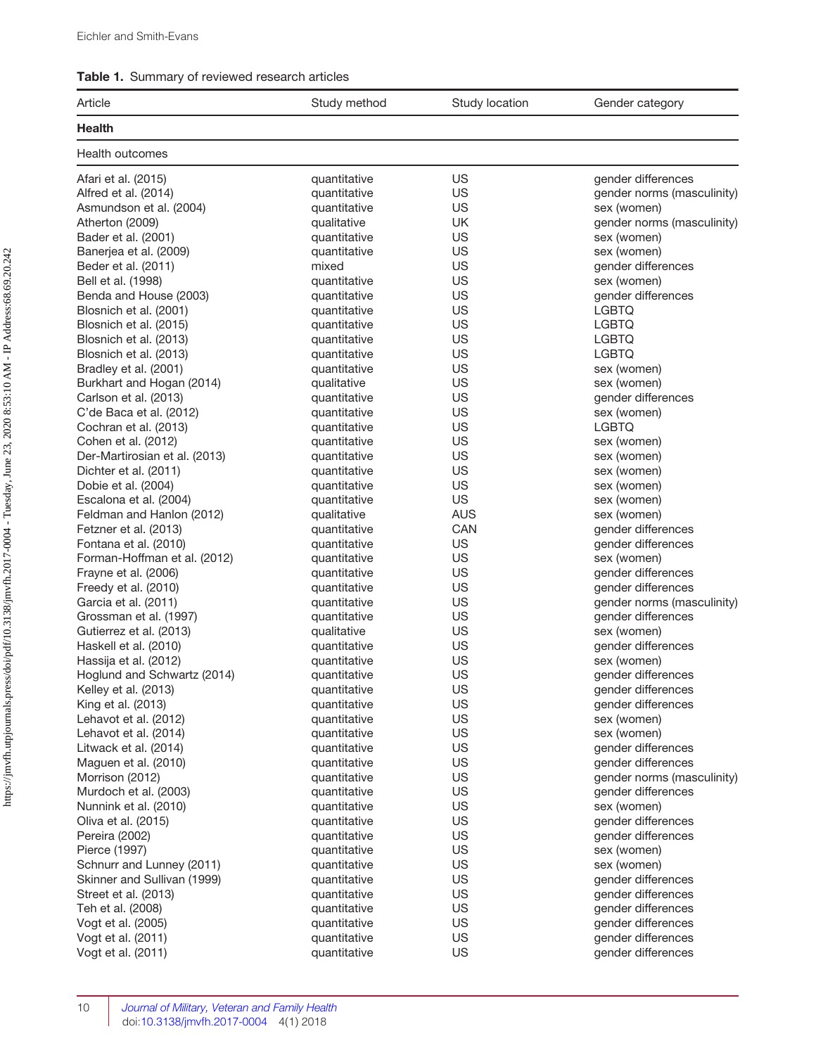**Table 1.** Summary of reviewed research articles

| Article | Study method | Study location | Gender category |
|---|---|---|---|
| **Health** | | | |
| Health outcomes | | | |
| Afari et al. (2015) | quantitative | US | gender differences |
| Alfred et al. (2014) | quantitative | US | gender norms (masculinity) |
| Asmundson et al. (2004) | quantitative | US | sex (women) |
| Atherton (2009) | qualitative | UK | gender norms (masculinity) |
| Bader et al. (2001) | quantitative | US | sex (women) |
| Banerjea et al. (2009) | quantitative | US | sex (women) |
| Beder et al. (2011) | mixed | US | gender differences |
| Bell et al. (1998) | quantitative | US | sex (women) |
| Benda and House (2003) | quantitative | US | gender differences |
| Blosnich et al. (2001) | quantitative | US | LGBTQ |
| Blosnich et al. (2015) | quantitative | US | LGBTQ |
| Blosnich et al. (2013) | quantitative | US | LGBTQ |
| Blosnich et al. (2013) | quantitative | US | LGBTQ |
| Bradley et al. (2001) | quantitative | US | sex (women) |
| Burkhart and Hogan (2014) | qualitative | US | sex (women) |
| Carlson et al. (2013) | quantitative | US | gender differences |
| C'de Baca et al. (2012) | quantitative | US | sex (women) |
| Cochran et al. (2013) | quantitative | US | LGBTQ |
| Cohen et al. (2012) | quantitative | US | sex (women) |
| Der-Martirosian et al. (2013) | quantitative | US | sex (women) |
| Dichter et al. (2011) | quantitative | US | sex (women) |
| Dobie et al. (2004) | quantitative | US | sex (women) |
| Escalona et al. (2004) | quantitative | US | sex (women) |
| Feldman and Hanlon (2012) | qualitative | AUS | sex (women) |
| Fetzner et al. (2013) | quantitative | CAN | gender differences |
| Fontana et al. (2010) | quantitative | US | gender differences |
| Forman-Hoffman et al. (2012) | quantitative | US | sex (women) |
| Frayne et al. (2006) | quantitative | US | gender differences |
| Freedy et al. (2010) | quantitative | US | gender differences |
| Garcia et al. (2011) | quantitative | US | gender norms (masculinity) |
| Grossman et al. (1997) | quantitative | US | gender differences |
| Gutierrez et al. (2013) | qualitative | US | sex (women) |
| Haskell et al. (2010) | quantitative | US | gender differences |
| Hassija et al. (2012) | quantitative | US | sex (women) |
| Hoglund and Schwartz (2014) | quantitative | US | gender differences |
| Kelley et al. (2013) | quantitative | US | gender differences |
| King et al. (2013) | quantitative | US | gender differences |
| Lehavot et al. (2012) | quantitative | US | sex (women) |
| Lehavot et al. (2014) | quantitative | US | sex (women) |
| Litwack et al. (2014) | quantitative | US | gender differences |
| Maguen et al. (2010) | quantitative | US | gender differences |
| Morrison (2012) | quantitative | US | gender norms (masculinity) |
| Murdoch et al. (2003) | quantitative | US | gender differences |
| Nunnink et al. (2010) | quantitative | US | sex (women) |
| Oliva et al. (2015) | quantitative | US | gender differences |
| Pereira (2002) | quantitative | US | gender differences |
| Pierce (1997) | quantitative | US | sex (women) |
| Schnurr and Lunney (2011) | quantitative | US | sex (women) |
| Skinner and Sullivan (1999) | quantitative | US | gender differences |
| Street et al. (2013) | quantitative | US | gender differences |
| Teh et al. (2008) | quantitative | US | gender differences |
| Vogt et al. (2005) | quantitative | US | gender differences |
| Vogt et al. (2011) | quantitative | US | gender differences |
| Vogt et al. (2011) | quantitative | US | gender differences |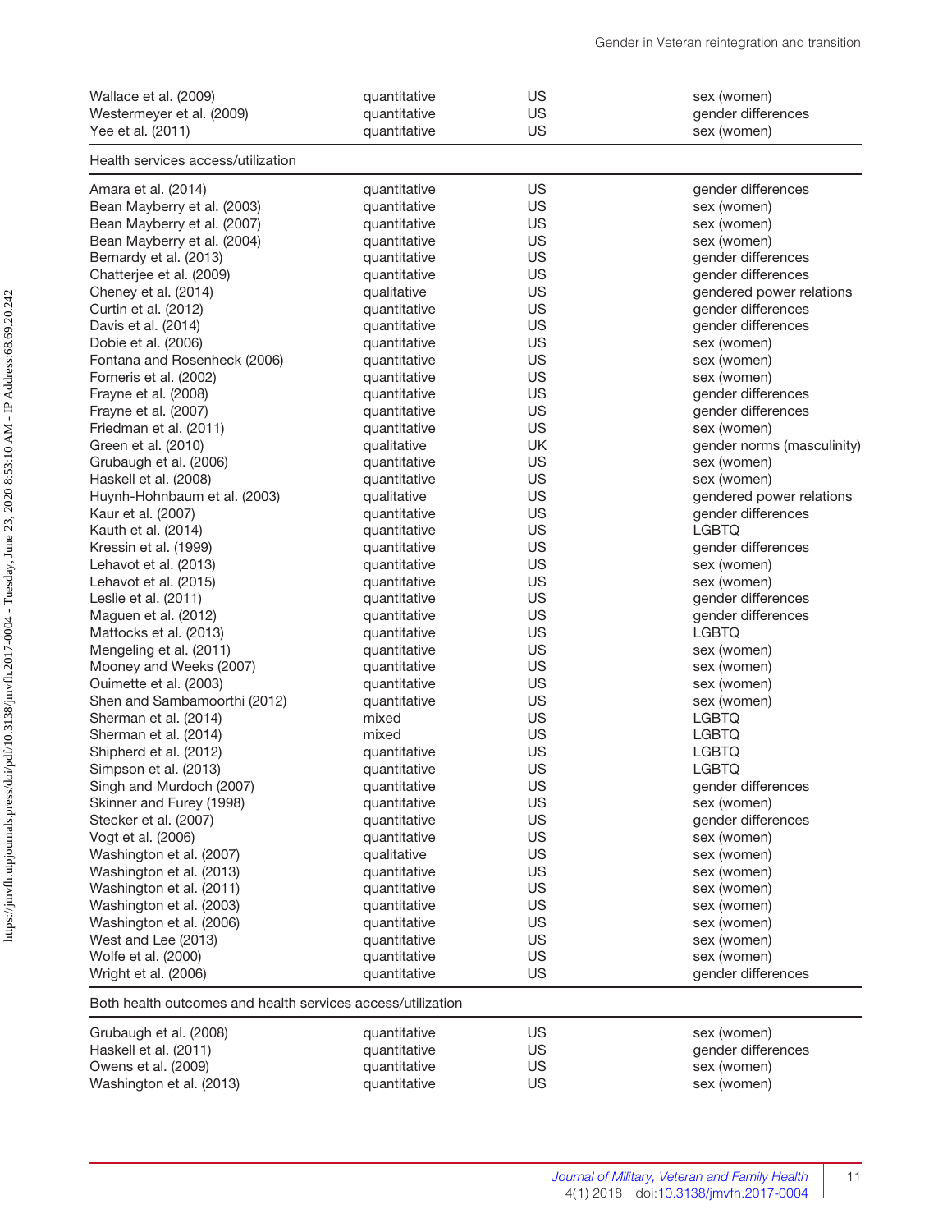| | | | |
|---|---|---|---|
| Wallace et al. (2009) | quantitative | US | sex (women) |
| Westermeyer et al. (2009) | quantitative | US | gender differences |
| Yee et al. (2011) | quantitative | US | sex (women) |
| Health services access/utilization | | | |
| Amara et al. (2014) | quantitative | US | gender differences |
| Bean Mayberry et al. (2003) | quantitative | US | sex (women) |
| Bean Mayberry et al. (2007) | quantitative | US | sex (women) |
| Bean Mayberry et al. (2004) | quantitative | US | sex (women) |
| Bernardy et al. (2013) | quantitative | US | gender differences |
| Chatterjee et al. (2009) | quantitative | US | gender differences |
| Cheney et al. (2014) | qualitative | US | gendered power relations |
| Curtin et al. (2012) | quantitative | US | gender differences |
| Davis et al. (2014) | quantitative | US | gender differences |
| Dobie et al. (2006) | quantitative | US | sex (women) |
| Fontana and Rosenheck (2006) | quantitative | US | sex (women) |
| Forneris et al. (2002) | quantitative | US | sex (women) |
| Frayne et al. (2008) | quantitative | US | gender differences |
| Frayne et al. (2007) | quantitative | US | gender differences |
| Friedman et al. (2011) | quantitative | US | sex (women) |
| Green et al. (2010) | qualitative | UK | gender norms (masculinity) |
| Grubaugh et al. (2006) | quantitative | US | sex (women) |
| Haskell et al. (2008) | quantitative | US | sex (women) |
| Huynh-Hohnbaum et al. (2003) | qualitative | US | gendered power relations |
| Kaur et al. (2007) | quantitative | US | gender differences |
| Kauth et al. (2014) | quantitative | US | LGBTQ |
| Kressin et al. (1999) | quantitative | US | gender differences |
| Lehavot et al. (2013) | quantitative | US | sex (women) |
| Lehavot et al. (2015) | quantitative | US | sex (women) |
| Leslie et al. (2011) | quantitative | US | gender differences |
| Maguen et al. (2012) | quantitative | US | gender differences |
| Mattocks et al. (2013) | quantitative | US | LGBTQ |
| Mengeling et al. (2011) | quantitative | US | sex (women) |
| Mooney and Weeks (2007) | quantitative | US | sex (women) |
| Ouimette et al. (2003) | quantitative | US | sex (women) |
| Shen and Sambamoorthi (2012) | quantitative | US | sex (women) |
| Sherman et al. (2014) | mixed | US | LGBTQ |
| Sherman et al. (2014) | mixed | US | LGBTQ |
| Shipherd et al. (2012) | quantitative | US | LGBTQ |
| Simpson et al. (2013) | quantitative | US | LGBTQ |
| Singh and Murdoch (2007) | quantitative | US | gender differences |
| Skinner and Furey (1998) | quantitative | US | sex (women) |
| Stecker et al. (2007) | quantitative | US | gender differences |
| Vogt et al. (2006) | quantitative | US | sex (women) |
| Washington et al. (2007) | qualitative | US | sex (women) |
| Washington et al. (2013) | quantitative | US | sex (women) |
| Washington et al. (2011) | quantitative | US | sex (women) |
| Washington et al. (2003) | quantitative | US | sex (women) |
| Washington et al. (2006) | quantitative | US | sex (women) |
| West and Lee (2013) | quantitative | US | sex (women) |
| Wolfe et al. (2000) | quantitative | US | sex (women) |
| Wright et al. (2006) | quantitative | US | gender differences |
| Both health outcomes and health services access/utilization | | | |
| Grubaugh et al. (2008) | quantitative | US | sex (women) |
| Haskell et al. (2011) | quantitative | US | gender differences |
| Owens et al. (2009) | quantitative | US | sex (women) |
| Washington et al. (2013) | quantitative | US | sex (women) |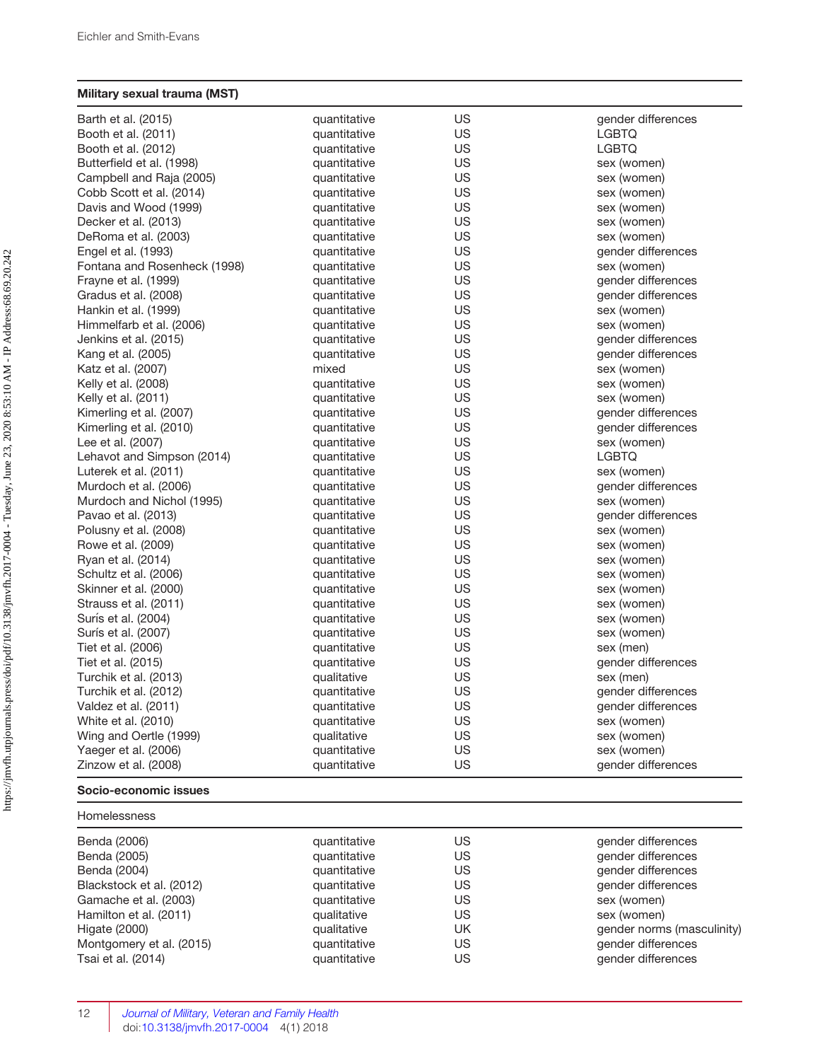| Military sexual trauma (MST) | | | |
|---|---|---|---|
| Barth et al. (2015) | quantitative | US | gender differences |
| Booth et al. (2011) | quantitative | US | LGBTQ |
| Booth et al. (2012) | quantitative | US | LGBTQ |
| Butterfield et al. (1998) | quantitative | US | sex (women) |
| Campbell and Raja (2005) | quantitative | US | sex (women) |
| Cobb Scott et al. (2014) | quantitative | US | sex (women) |
| Davis and Wood (1999) | quantitative | US | sex (women) |
| Decker et al. (2013) | quantitative | US | sex (women) |
| DeRoma et al. (2003) | quantitative | US | sex (women) |
| Engel et al. (1993) | quantitative | US | gender differences |
| Fontana and Rosenheck (1998) | quantitative | US | sex (women) |
| Frayne et al. (1999) | quantitative | US | gender differences |
| Gradus et al. (2008) | quantitative | US | gender differences |
| Hankin et al. (1999) | quantitative | US | sex (women) |
| Himmelfarb et al. (2006) | quantitative | US | sex (women) |
| Jenkins et al. (2015) | quantitative | US | gender differences |
| Kang et al. (2005) | quantitative | US | gender differences |
| Katz et al. (2007) | mixed | US | sex (women) |
| Kelly et al. (2008) | quantitative | US | sex (women) |
| Kelly et al. (2011) | quantitative | US | sex (women) |
| Kimerling et al. (2007) | quantitative | US | gender differences |
| Kimerling et al. (2010) | quantitative | US | gender differences |
| Lee et al. (2007) | quantitative | US | sex (women) |
| Lehavot and Simpson (2014) | quantitative | US | LGBTQ |
| Luterek et al. (2011) | quantitative | US | sex (women) |
| Murdoch et al. (2006) | quantitative | US | gender differences |
| Murdoch and Nichol (1995) | quantitative | US | sex (women) |
| Pavao et al. (2013) | quantitative | US | gender differences |
| Polusny et al. (2008) | quantitative | US | sex (women) |
| Rowe et al. (2009) | quantitative | US | sex (women) |
| Ryan et al. (2014) | quantitative | US | sex (women) |
| Schultz et al. (2006) | quantitative | US | sex (women) |
| Skinner et al. (2000) | quantitative | US | sex (women) |
| Strauss et al. (2011) | quantitative | US | sex (women) |
| Surís et al. (2004) | quantitative | US | sex (women) |
| Surís et al. (2007) | quantitative | US | sex (women) |
| Tiet et al. (2006) | quantitative | US | sex (men) |
| Tiet et al. (2015) | quantitative | US | gender differences |
| Turchik et al. (2013) | qualitative | US | sex (men) |
| Turchik et al. (2012) | quantitative | US | gender differences |
| Valdez et al. (2011) | quantitative | US | gender differences |
| White et al. (2010) | quantitative | US | sex (women) |
| Wing and Oertle (1999) | qualitative | US | sex (women) |
| Yaeger et al. (2006) | quantitative | US | sex (women) |
| Zinzow et al. (2008) | quantitative | US | gender differences |
| **Socio-economic issues** | | | |
| Homelessness | | | |
| Benda (2006) | quantitative | US | gender differences |
| Benda (2005) | quantitative | US | gender differences |
| Benda (2004) | quantitative | US | gender differences |
| Blackstock et al. (2012) | quantitative | US | gender differences |
| Gamache et al. (2003) | quantitative | US | sex (women) |
| Hamilton et al. (2011) | qualitative | US | sex (women) |
| Higate (2000) | qualitative | UK | gender norms (masculinity) |
| Montgomery et al. (2015) | quantitative | US | gender differences |
| Tsai et al. (2014) | quantitative | US | gender differences |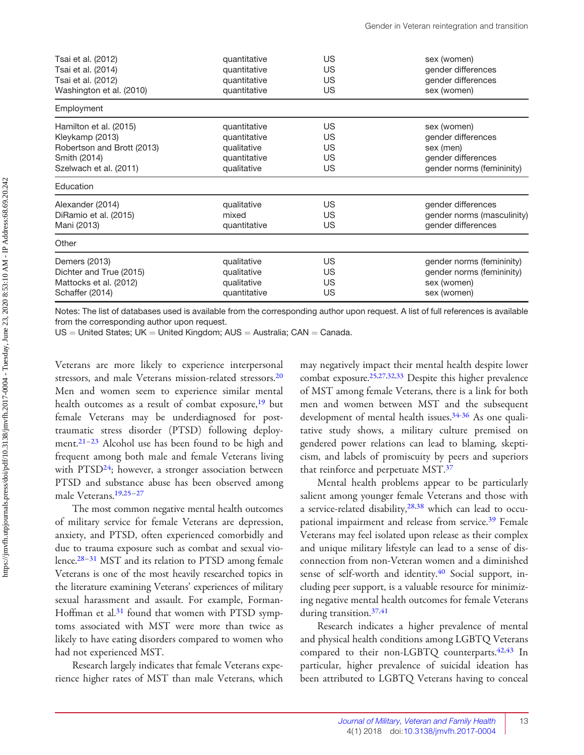| | | | |
|---|---|---|---|
| Tsai et al. (2012) | quantitative | US | sex (women) |
| Tsai et al. (2014) | quantitative | US | gender differences |
| Tsai et al. (2012) | quantitative | US | gender differences |
| Washington et al. (2010) | quantitative | US | sex (women) |
| Employment | | | |
| Hamilton et al. (2015) | quantitative | US | sex (women) |
| Kleykamp (2013) | quantitative | US | gender differences |
| Robertson and Brott (2013) | qualitative | US | sex (men) |
| Smith (2014) | quantitative | US | gender differences |
| Szelwach et al. (2011) | qualitative | US | gender norms (femininity) |
| Education | | | |
| Alexander (2014) | qualitative | US | gender differences |
| DiRamio et al. (2015) | mixed | US | gender norms (masculinity) |
| Mani (2013) | quantitative | US | gender differences |
| Other | | | |
| Demers (2013) | qualitative | US | gender norms (femininity) |
| Dichter and True (2015) | qualitative | US | gender norms (femininity) |
| Mattocks et al. (2012) | qualitative | US | sex (women) |
| Schaffer (2014) | quantitative | US | sex (women) |

Notes: The list of databases used is available from the corresponding author upon request. A list of full references is available from the corresponding author upon request.
US = United States; UK = United Kingdom; AUS = Australia; CAN = Canada.

Veterans are more likely to experience interpersonal stressors, and male Veterans mission-related stressors.[20] Men and women seem to experience similar mental health outcomes as a result of combat exposure,[19] but female Veterans may be underdiagnosed for post-traumatic stress disorder (PTSD) following deployment.[21–23] Alcohol use has been found to be high and frequent among both male and female Veterans living with PTSD[24]; however, a stronger association between PTSD and substance abuse has been observed among male Veterans.[19,25–27]

The most common negative mental health outcomes of military service for female Veterans are depression, anxiety, and PTSD, often experienced comorbidly and due to trauma exposure such as combat and sexual violence.[28–31] MST and its relation to PTSD among female Veterans is one of the most heavily researched topics in the literature examining Veterans' experiences of military sexual harassment and assault. For example, Forman-Hoffman et al.[31] found that women with PTSD symptoms associated with MST were more than twice as likely to have eating disorders compared to women who had not experienced MST.

Research largely indicates that female Veterans experience higher rates of MST than male Veterans, which may negatively impact their mental health despite lower combat exposure.[25,27,32,33] Despite this higher prevalence of MST among female Veterans, there is a link for both men and women between MST and the subsequent development of mental health issues.[34-36] As one qualitative study shows, a military culture premised on gendered power relations can lead to blaming, skepticism, and labels of promiscuity by peers and superiors that reinforce and perpetuate MST.[37]

Mental health problems appear to be particularly salient among younger female Veterans and those with a service-related disability,[28,38] which can lead to occupational impairment and release from service.[39] Female Veterans may feel isolated upon release as their complex and unique military lifestyle can lead to a sense of disconnection from non-Veteran women and a diminished sense of self-worth and identity.[40] Social support, including peer support, is a valuable resource for minimizing negative mental health outcomes for female Veterans during transition.[37,41]

Research indicates a higher prevalence of mental and physical health conditions among LGBTQ Veterans compared to their non-LGBTQ counterparts.[42,43] In particular, higher prevalence of suicidal ideation has been attributed to LGBTQ Veterans having to conceal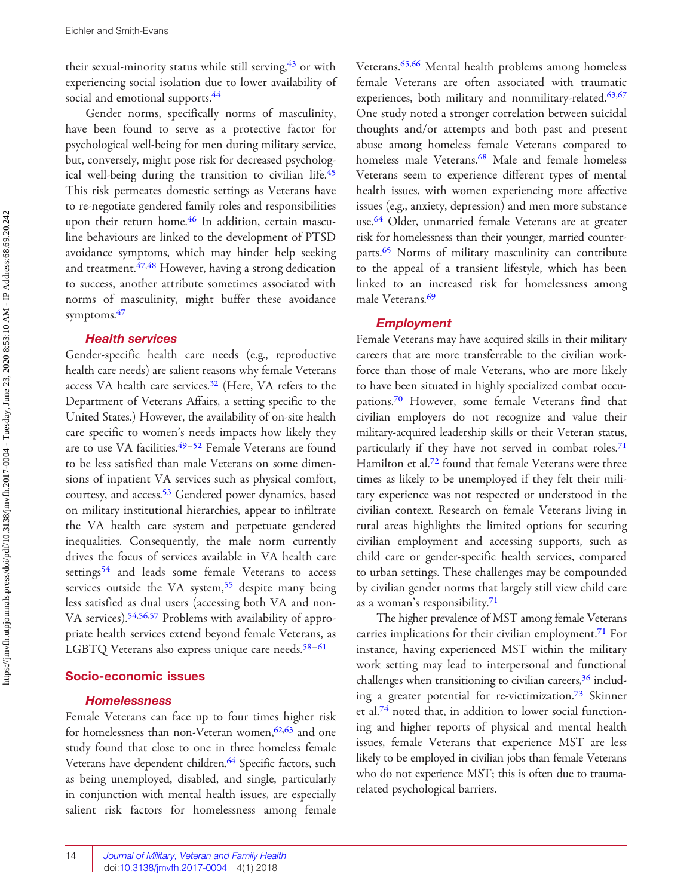their sexual-minority status while still serving,[43] or with experiencing social isolation due to lower availability of social and emotional supports.[44]

Gender norms, specifically norms of masculinity, have been found to serve as a protective factor for psychological well-being for men during military service, but, conversely, might pose risk for decreased psychological well-being during the transition to civilian life.[45] This risk permeates domestic settings as Veterans have to re-negotiate gendered family roles and responsibilities upon their return home.[46] In addition, certain masculine behaviours are linked to the development of PTSD avoidance symptoms, which may hinder help seeking and treatment.[47,48] However, having a strong dedication to success, another attribute sometimes associated with norms of masculinity, might buffer these avoidance symptoms.[47]

### *Health services*

Gender-specific health care needs (e.g., reproductive health care needs) are salient reasons why female Veterans access VA health care services.[32] (Here, VA refers to the Department of Veterans Affairs, a setting specific to the United States.) However, the availability of on-site health care specific to women's needs impacts how likely they are to use VA facilities.[49–52] Female Veterans are found to be less satisfied than male Veterans on some dimensions of inpatient VA services such as physical comfort, courtesy, and access.[53] Gendered power dynamics, based on military institutional hierarchies, appear to infiltrate the VA health care system and perpetuate gendered inequalities. Consequently, the male norm currently drives the focus of services available in VA health care settings[54] and leads some female Veterans to access services outside the VA system,[55] despite many being less satisfied as dual users (accessing both VA and non-VA services).[54,56,57] Problems with availability of appropriate health services extend beyond female Veterans, as LGBTQ Veterans also express unique care needs.[58–61]

## Socio-economic issues

### *Homelessness*

Female Veterans can face up to four times higher risk for homelessness than non-Veteran women,[62,63] and one study found that close to one in three homeless female Veterans have dependent children.[64] Specific factors, such as being unemployed, disabled, and single, particularly in conjunction with mental health issues, are especially salient risk factors for homelessness among female Veterans.[65,66] Mental health problems among homeless female Veterans are often associated with traumatic experiences, both military and nonmilitary-related.[63,67] One study noted a stronger correlation between suicidal thoughts and/or attempts and both past and present abuse among homeless female Veterans compared to homeless male Veterans.[68] Male and female homeless Veterans seem to experience different types of mental health issues, with women experiencing more affective issues (e.g., anxiety, depression) and men more substance use.[64] Older, unmarried female Veterans are at greater risk for homelessness than their younger, married counterparts.[65] Norms of military masculinity can contribute to the appeal of a transient lifestyle, which has been linked to an increased risk for homelessness among male Veterans.[69]

### *Employment*

Female Veterans may have acquired skills in their military careers that are more transferrable to the civilian workforce than those of male Veterans, who are more likely to have been situated in highly specialized combat occupations.[70] However, some female Veterans find that civilian employers do not recognize and value their military-acquired leadership skills or their Veteran status, particularly if they have not served in combat roles.[71] Hamilton et al.[72] found that female Veterans were three times as likely to be unemployed if they felt their military experience was not respected or understood in the civilian context. Research on female Veterans living in rural areas highlights the limited options for securing civilian employment and accessing supports, such as child care or gender-specific health services, compared to urban settings. These challenges may be compounded by civilian gender norms that largely still view child care as a woman's responsibility.[71]

The higher prevalence of MST among female Veterans carries implications for their civilian employment.[71] For instance, having experienced MST within the military work setting may lead to interpersonal and functional challenges when transitioning to civilian careers,[36] including a greater potential for re-victimization.[73] Skinner et al.[74] noted that, in addition to lower social functioning and higher reports of physical and mental health issues, female Veterans that experience MST are less likely to be employed in civilian jobs than female Veterans who do not experience MST; this is often due to trauma-related psychological barriers.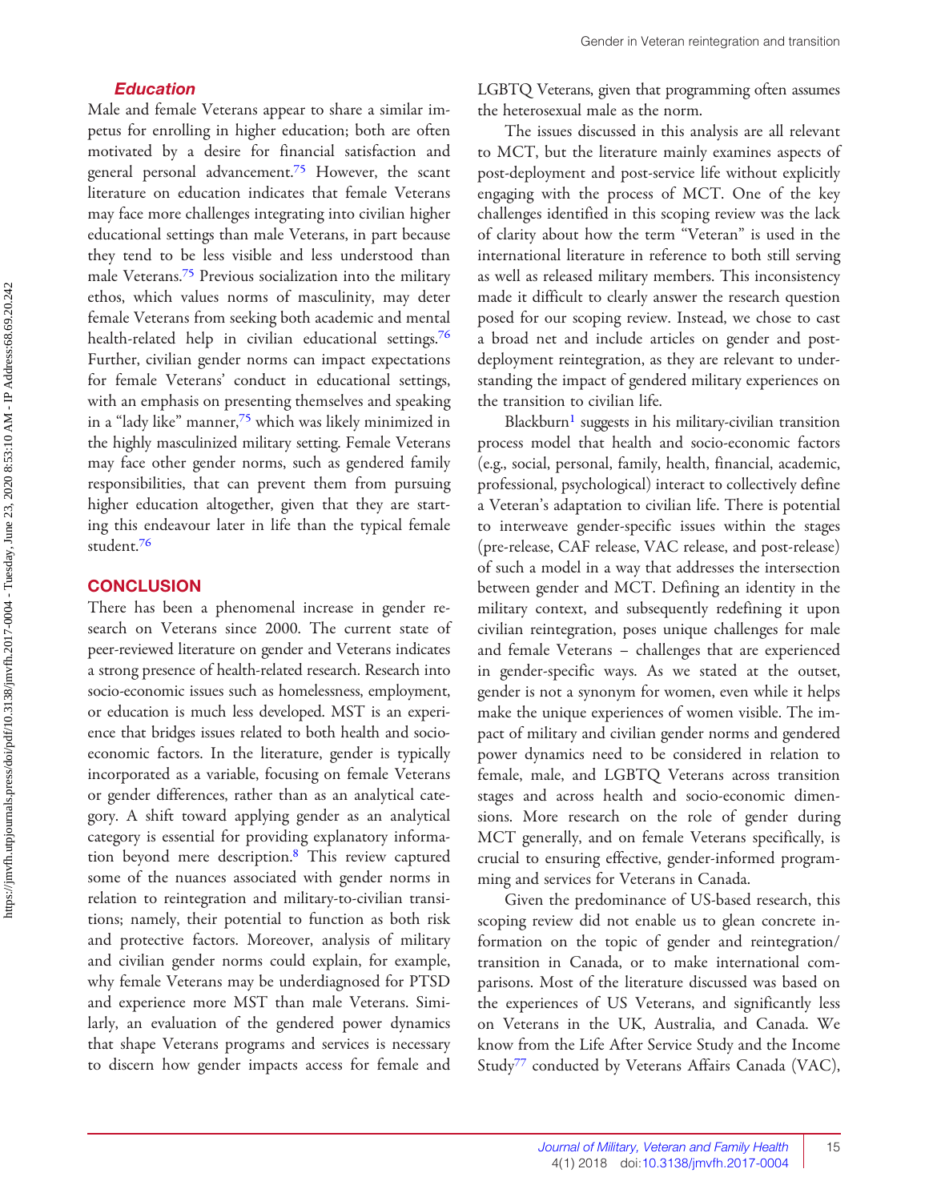### *Education*

Male and female Veterans appear to share a similar impetus for enrolling in higher education; both are often motivated by a desire for financial satisfaction and general personal advancement.[75] However, the scant literature on education indicates that female Veterans may face more challenges integrating into civilian higher educational settings than male Veterans, in part because they tend to be less visible and less understood than male Veterans.[75] Previous socialization into the military ethos, which values norms of masculinity, may deter female Veterans from seeking both academic and mental health-related help in civilian educational settings.[76] Further, civilian gender norms can impact expectations for female Veterans' conduct in educational settings, with an emphasis on presenting themselves and speaking in a "lady like" manner,[75] which was likely minimized in the highly masculinized military setting. Female Veterans may face other gender norms, such as gendered family responsibilities, that can prevent them from pursuing higher education altogether, given that they are starting this endeavour later in life than the typical female student.[76]

## CONCLUSION

There has been a phenomenal increase in gender research on Veterans since 2000. The current state of peer-reviewed literature on gender and Veterans indicates a strong presence of health-related research. Research into socio-economic issues such as homelessness, employment, or education is much less developed. MST is an experience that bridges issues related to both health and socio-economic factors. In the literature, gender is typically incorporated as a variable, focusing on female Veterans or gender differences, rather than as an analytical category. A shift toward applying gender as an analytical category is essential for providing explanatory information beyond mere description.[8] This review captured some of the nuances associated with gender norms in relation to reintegration and military-to-civilian transitions; namely, their potential to function as both risk and protective factors. Moreover, analysis of military and civilian gender norms could explain, for example, why female Veterans may be underdiagnosed for PTSD and experience more MST than male Veterans. Similarly, an evaluation of the gendered power dynamics that shape Veterans programs and services is necessary to discern how gender impacts access for female and LGBTQ Veterans, given that programming often assumes the heterosexual male as the norm.

The issues discussed in this analysis are all relevant to MCT, but the literature mainly examines aspects of post-deployment and post-service life without explicitly engaging with the process of MCT. One of the key challenges identified in this scoping review was the lack of clarity about how the term "Veteran" is used in the international literature in reference to both still serving as well as released military members. This inconsistency made it difficult to clearly answer the research question posed for our scoping review. Instead, we chose to cast a broad net and include articles on gender and post-deployment reintegration, as they are relevant to understanding the impact of gendered military experiences on the transition to civilian life.

Blackburn[1] suggests in his military-civilian transition process model that health and socio-economic factors (e.g., social, personal, family, health, financial, academic, professional, psychological) interact to collectively define a Veteran's adaptation to civilian life. There is potential to interweave gender-specific issues within the stages (pre-release, CAF release, VAC release, and post-release) of such a model in a way that addresses the intersection between gender and MCT. Defining an identity in the military context, and subsequently redefining it upon civilian reintegration, poses unique challenges for male and female Veterans – challenges that are experienced in gender-specific ways. As we stated at the outset, gender is not a synonym for women, even while it helps make the unique experiences of women visible. The impact of military and civilian gender norms and gendered power dynamics need to be considered in relation to female, male, and LGBTQ Veterans across transition stages and across health and socio-economic dimensions. More research on the role of gender during MCT generally, and on female Veterans specifically, is crucial to ensuring effective, gender-informed programming and services for Veterans in Canada.

Given the predominance of US-based research, this scoping review did not enable us to glean concrete information on the topic of gender and reintegration/transition in Canada, or to make international comparisons. Most of the literature discussed was based on the experiences of US Veterans, and significantly less on Veterans in the UK, Australia, and Canada. We know from the Life After Service Study and the Income Study[77] conducted by Veterans Affairs Canada (VAC),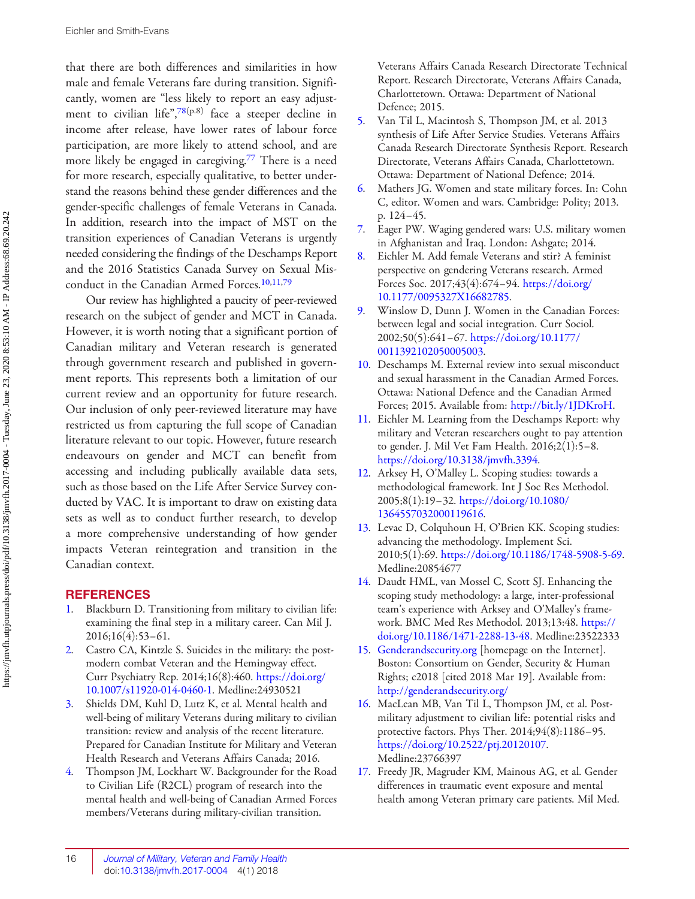that there are both differences and similarities in how male and female Veterans fare during transition. Significantly, women are "less likely to report an easy adjustment to civilian life",[78(p.8)] face a steeper decline in income after release, have lower rates of labour force participation, are more likely to attend school, and are more likely be engaged in caregiving.[77] There is a need for more research, especially qualitative, to better understand the reasons behind these gender differences and the gender-specific challenges of female Veterans in Canada. In addition, research into the impact of MST on the transition experiences of Canadian Veterans is urgently needed considering the findings of the Deschamps Report and the 2016 Statistics Canada Survey on Sexual Misconduct in the Canadian Armed Forces.[10,11,79]

Our review has highlighted a paucity of peer-reviewed research on the subject of gender and MCT in Canada. However, it is worth noting that a significant portion of Canadian military and Veteran research is generated through government research and published in government reports. This represents both a limitation of our current review and an opportunity for future research. Our inclusion of only peer-reviewed literature may have restricted us from capturing the full scope of Canadian literature relevant to our topic. However, future research endeavours on gender and MCT can benefit from accessing and including publically available data sets, such as those based on the Life After Service Survey conducted by VAC. It is important to draw on existing data sets as well as to conduct further research, to develop a more comprehensive understanding of how gender impacts Veteran reintegration and transition in the Canadian context.

## REFERENCES

1. Blackburn D. Transitioning from military to civilian life: examining the final step in a military career. Can Mil J. 2016;16(4):53–61.
2. Castro CA, Kintzle S. Suicides in the military: the post-modern combat Veteran and the Hemingway effect. Curr Psychiatry Rep. 2014;16(8):460. https://doi.org/10.1007/s11920-014-0460-1. Medline:24930521
3. Shields DM, Kuhl D, Lutz K, et al. Mental health and well-being of military Veterans during military to civilian transition: review and analysis of the recent literature. Prepared for Canadian Institute for Military and Veteran Health Research and Veterans Affairs Canada; 2016.
4. Thompson JM, Lockhart W. Backgrounder for the Road to Civilian Life (R2CL) program of research into the mental health and well-being of Canadian Armed Forces members/Veterans during military-civilian transition. Veterans Affairs Canada Research Directorate Technical Report. Research Directorate, Veterans Affairs Canada, Charlottetown. Ottawa: Department of National Defence; 2015.
5. Van Til L, Macintosh S, Thompson JM, et al. 2013 synthesis of Life After Service Studies. Veterans Affairs Canada Research Directorate Synthesis Report. Research Directorate, Veterans Affairs Canada, Charlottetown. Ottawa: Department of National Defence; 2014.
6. Mathers JG. Women and state military forces. In: Cohn C, editor. Women and wars. Cambridge: Polity; 2013. p. 124–45.
7. Eager PW. Waging gendered wars: U.S. military women in Afghanistan and Iraq. London: Ashgate; 2014.
8. Eichler M. Add female Veterans and stir? A feminist perspective on gendering Veterans research. Armed Forces Soc. 2017;43(4):674–94. https://doi.org/10.1177/0095327X16682785.
9. Winslow D, Dunn J. Women in the Canadian Forces: between legal and social integration. Curr Sociol. 2002;50(5):641–67. https://doi.org/10.1177/0011392102050005003.
10. Deschamps M. External review into sexual misconduct and sexual harassment in the Canadian Armed Forces. Ottawa: National Defence and the Canadian Armed Forces; 2015. Available from: http://bit.ly/1JDKroH.
11. Eichler M. Learning from the Deschamps Report: why military and Veteran researchers ought to pay attention to gender. J. Mil Vet Fam Health. 2016;2(1):5–8. https://doi.org/10.3138/jmvfh.3394.
12. Arksey H, O'Malley L. Scoping studies: towards a methodological framework. Int J Soc Res Methodol. 2005;8(1):19–32. https://doi.org/10.1080/1364557032000119616.
13. Levac D, Colquhoun H, O'Brien KK. Scoping studies: advancing the methodology. Implement Sci. 2010;5(1):69. https://doi.org/10.1186/1748-5908-5-69. Medline:20854677
14. Daudt HML, van Mossel C, Scott SJ. Enhancing the scoping study methodology: a large, inter-professional team's experience with Arksey and O'Malley's framework. BMC Med Res Methodol. 2013;13:48. https://doi.org/10.1186/1471-2288-13-48. Medline:23522333
15. Genderandsecurity.org [homepage on the Internet]. Boston: Consortium on Gender, Security & Human Rights; c2018 [cited 2018 Mar 19]. Available from: http://genderandsecurity.org/
16. MacLean MB, Van Til L, Thompson JM, et al. Post-military adjustment to civilian life: potential risks and protective factors. Phys Ther. 2014;94(8):1186–95. https://doi.org/10.2522/ptj.20120107. Medline:23766397
17. Freedy JR, Magruder KM, Mainous AG, et al. Gender differences in traumatic event exposure and mental health among Veteran primary care patients. Mil Med.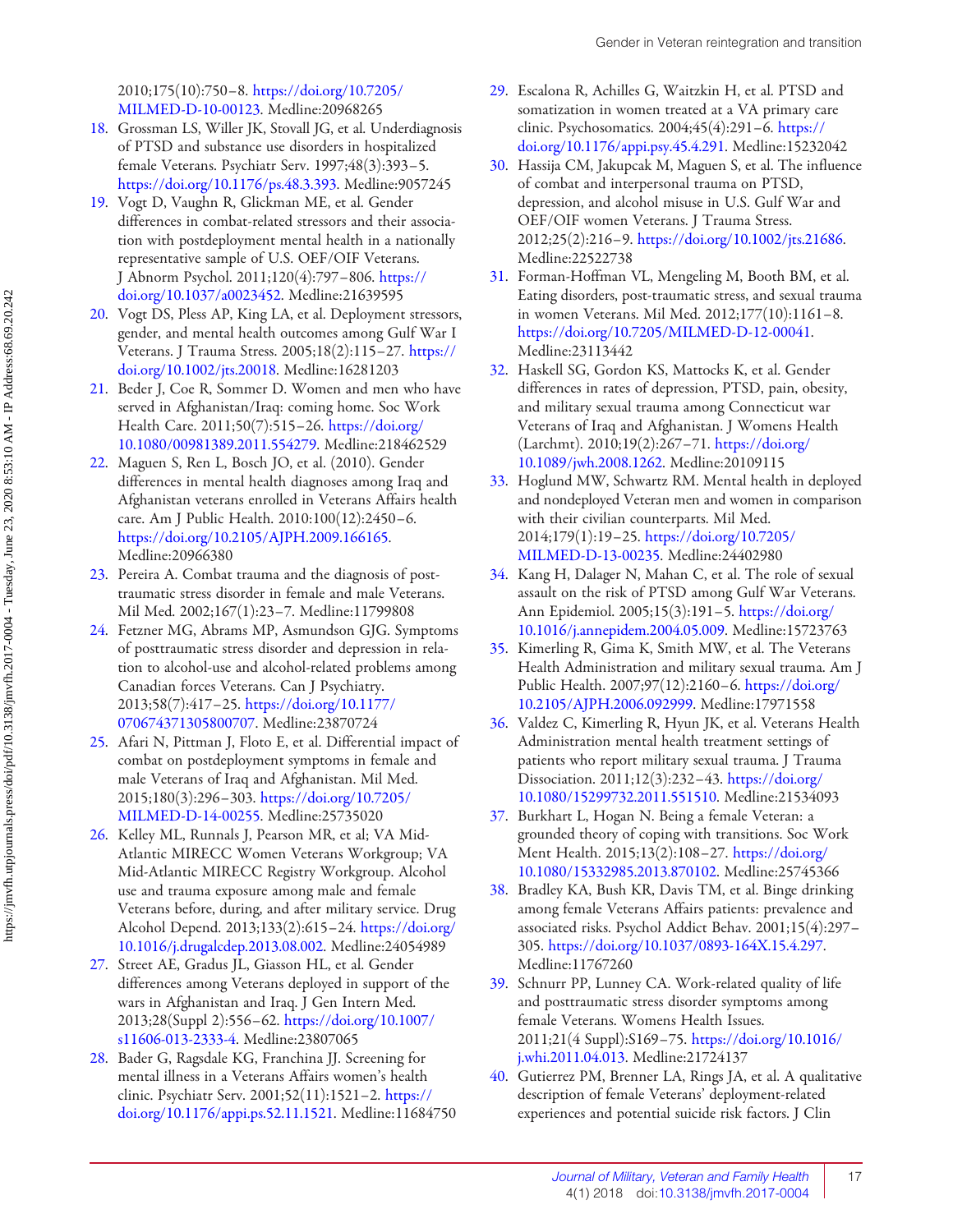2010;175(10):750–8. https://doi.org/10.7205/MILMED-D-10-00123. Medline:20968265

18. Grossman LS, Willer JK, Stovall JG, et al. Underdiagnosis of PTSD and substance use disorders in hospitalized female Veterans. Psychiatr Serv. 1997;48(3):393–5. https://doi.org/10.1176/ps.48.3.393. Medline:9057245
19. Vogt D, Vaughn R, Glickman ME, et al. Gender differences in combat-related stressors and their association with postdeployment mental health in a nationally representative sample of U.S. OEF/OIF Veterans. J Abnorm Psychol. 2011;120(4):797–806. https://doi.org/10.1037/a0023452. Medline:21639595
20. Vogt DS, Pless AP, King LA, et al. Deployment stressors, gender, and mental health outcomes among Gulf War I Veterans. J Trauma Stress. 2005;18(2):115–27. https://doi.org/10.1002/jts.20018. Medline:16281203
21. Beder J, Coe R, Sommer D. Women and men who have served in Afghanistan/Iraq: coming home. Soc Work Health Care. 2011;50(7):515–26. https://doi.org/10.1080/00981389.2011.554279. Medline:218462529
22. Maguen S, Ren L, Bosch JO, et al. (2010). Gender differences in mental health diagnoses among Iraq and Afghanistan veterans enrolled in Veterans Affairs health care. Am J Public Health. 2010:100(12):2450–6. https://doi.org/10.2105/AJPH.2009.166165. Medline:20966380
23. Pereira A. Combat trauma and the diagnosis of post-traumatic stress disorder in female and male Veterans. Mil Med. 2002;167(1):23–7. Medline:11799808
24. Fetzner MG, Abrams MP, Asmundson GJG. Symptoms of posttraumatic stress disorder and depression in relation to alcohol-use and alcohol-related problems among Canadian forces Veterans. Can J Psychiatry. 2013;58(7):417–25. https://doi.org/10.1177/070674371305800707. Medline:23870724
25. Afari N, Pittman J, Floto E, et al. Differential impact of combat on postdeployment symptoms in female and male Veterans of Iraq and Afghanistan. Mil Med. 2015;180(3):296–303. https://doi.org/10.7205/MILMED-D-14-00255. Medline:25735020
26. Kelley ML, Runnals J, Pearson MR, et al; VA Mid-Atlantic MIRECC Women Veterans Workgroup; VA Mid-Atlantic MIRECC Registry Workgroup. Alcohol use and trauma exposure among male and female Veterans before, during, and after military service. Drug Alcohol Depend. 2013;133(2):615–24. https://doi.org/10.1016/j.drugalcdep.2013.08.002. Medline:24054989
27. Street AE, Gradus JL, Giasson HL, et al. Gender differences among Veterans deployed in support of the wars in Afghanistan and Iraq. J Gen Intern Med. 2013;28(Suppl 2):556–62. https://doi.org/10.1007/s11606-013-2333-4. Medline:23807065
28. Bader G, Ragsdale KG, Franchina JJ. Screening for mental illness in a Veterans Affairs women's health clinic. Psychiatr Serv. 2001;52(11):1521–2. https://doi.org/10.1176/appi.ps.52.11.1521. Medline:11684750
29. Escalona R, Achilles G, Waitzkin H, et al. PTSD and somatization in women treated at a VA primary care clinic. Psychosomatics. 2004;45(4):291–6. https://doi.org/10.1176/appi.psy.45.4.291. Medline:15232042
30. Hassija CM, Jakupcak M, Maguen S, et al. The influence of combat and interpersonal trauma on PTSD, depression, and alcohol misuse in U.S. Gulf War and OEF/OIF women Veterans. J Trauma Stress. 2012;25(2):216–9. https://doi.org/10.1002/jts.21686. Medline:22522738
31. Forman-Hoffman VL, Mengeling M, Booth BM, et al. Eating disorders, post-traumatic stress, and sexual trauma in women Veterans. Mil Med. 2012;177(10):1161–8. https://doi.org/10.7205/MILMED-D-12-00041. Medline:23113442
32. Haskell SG, Gordon KS, Mattocks K, et al. Gender differences in rates of depression, PTSD, pain, obesity, and military sexual trauma among Connecticut war Veterans of Iraq and Afghanistan. J Womens Health (Larchmt). 2010;19(2):267–71. https://doi.org/10.1089/jwh.2008.1262. Medline:20109115
33. Hoglund MW, Schwartz RM. Mental health in deployed and nondeployed Veteran men and women in comparison with their civilian counterparts. Mil Med. 2014;179(1):19–25. https://doi.org/10.7205/MILMED-D-13-00235. Medline:24402980
34. Kang H, Dalager N, Mahan C, et al. The role of sexual assault on the risk of PTSD among Gulf War Veterans. Ann Epidemiol. 2005;15(3):191–5. https://doi.org/10.1016/j.annepidem.2004.05.009. Medline:15723763
35. Kimerling R, Gima K, Smith MW, et al. The Veterans Health Administration and military sexual trauma. Am J Public Health. 2007;97(12):2160–6. https://doi.org/10.2105/AJPH.2006.092999. Medline:17971558
36. Valdez C, Kimerling R, Hyun JK, et al. Veterans Health Administration mental health treatment settings of patients who report military sexual trauma. J Trauma Dissociation. 2011;12(3):232–43. https://doi.org/10.1080/15299732.2011.551510. Medline:21534093
37. Burkhart L, Hogan N. Being a female Veteran: a grounded theory of coping with transitions. Soc Work Ment Health. 2015;13(2):108–27. https://doi.org/10.1080/15332985.2013.870102. Medline:25745366
38. Bradley KA, Bush KR, Davis TM, et al. Binge drinking among female Veterans Affairs patients: prevalence and associated risks. Psychol Addict Behav. 2001;15(4):297–305. https://doi.org/10.1037/0893-164X.15.4.297. Medline:11767260
39. Schnurr PP, Lunney CA. Work-related quality of life and posttraumatic stress disorder symptoms among female Veterans. Womens Health Issues. 2011;21(4 Suppl):S169–75. https://doi.org/10.1016/j.whi.2011.04.013. Medline:21724137
40. Gutierrez PM, Brenner LA, Rings JA, et al. A qualitative description of female Veterans' deployment-related experiences and potential suicide risk factors. J Clin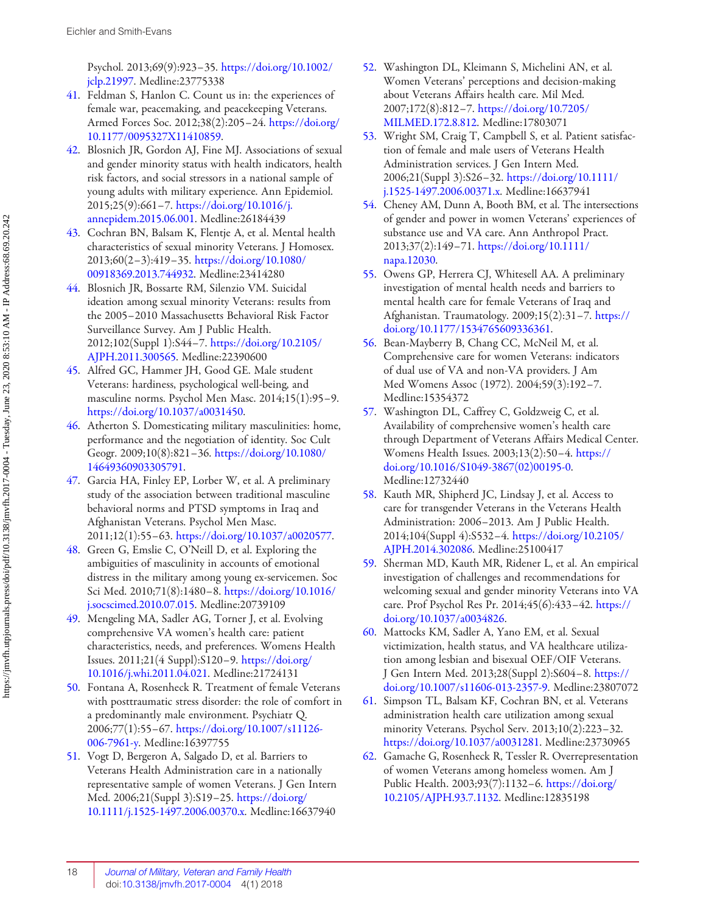Psychol. 2013;69(9):923–35. https://doi.org/10.1002/jclp.21997. Medline:23775338

41. Feldman S, Hanlon C. Count us in: the experiences of female war, peacemaking, and peacekeeping Veterans. Armed Forces Soc. 2012;38(2):205–24. https://doi.org/10.1177/0095327X11410859.
42. Blosnich JR, Gordon AJ, Fine MJ. Associations of sexual and gender minority status with health indicators, health risk factors, and social stressors in a national sample of young adults with military experience. Ann Epidemiol. 2015;25(9):661–7. https://doi.org/10.1016/j.annepidem.2015.06.001. Medline:26184439
43. Cochran BN, Balsam K, Flentje A, et al. Mental health characteristics of sexual minority Veterans. J Homosex. 2013;60(2–3):419–35. https://doi.org/10.1080/00918369.2013.744932. Medline:23414280
44. Blosnich JR, Bossarte RM, Silenzio VM. Suicidal ideation among sexual minority Veterans: results from the 2005–2010 Massachusetts Behavioral Risk Factor Surveillance Survey. Am J Public Health. 2012;102(Suppl 1):S44–7. https://doi.org/10.2105/AJPH.2011.300565. Medline:22390600
45. Alfred GC, Hammer JH, Good GE. Male student Veterans: hardiness, psychological well-being, and masculine norms. Psychol Men Masc. 2014;15(1):95–9. https://doi.org/10.1037/a0031450.
46. Atherton S. Domesticating military masculinities: home, performance and the negotiation of identity. Soc Cult Geogr. 2009;10(8):821–36. https://doi.org/10.1080/14649360903305791.
47. Garcia HA, Finley EP, Lorber W, et al. A preliminary study of the association between traditional masculine behavioral norms and PTSD symptoms in Iraq and Afghanistan Veterans. Psychol Men Masc. 2011;12(1):55–63. https://doi.org/10.1037/a0020577.
48. Green G, Emslie C, O'Neill D, et al. Exploring the ambiguities of masculinity in accounts of emotional distress in the military among young ex-servicemen. Soc Sci Med. 2010;71(8):1480–8. https://doi.org/10.1016/j.socscimed.2010.07.015. Medline:20739109
49. Mengeling MA, Sadler AG, Torner J, et al. Evolving comprehensive VA women's health care: patient characteristics, needs, and preferences. Womens Health Issues. 2011;21(4 Suppl):S120–9. https://doi.org/10.1016/j.whi.2011.04.021. Medline:21724131
50. Fontana A, Rosenheck R. Treatment of female Veterans with posttraumatic stress disorder: the role of comfort in a predominantly male environment. Psychiatr Q. 2006;77(1):55–67. https://doi.org/10.1007/s11126-006-7961-y. Medline:16397755
51. Vogt D, Bergeron A, Salgado D, et al. Barriers to Veterans Health Administration care in a nationally representative sample of women Veterans. J Gen Intern Med. 2006;21(Suppl 3):S19–25. https://doi.org/10.1111/j.1525-1497.2006.00370.x. Medline:16637940
52. Washington DL, Kleimann S, Michelini AN, et al. Women Veterans' perceptions and decision-making about Veterans Affairs health care. Mil Med. 2007;172(8):812–7. https://doi.org/10.7205/MILMED.172.8.812. Medline:17803071
53. Wright SM, Craig T, Campbell S, et al. Patient satisfaction of female and male users of Veterans Health Administration services. J Gen Intern Med. 2006;21(Suppl 3):S26–32. https://doi.org/10.1111/j.1525-1497.2006.00371.x. Medline:16637941
54. Cheney AM, Dunn A, Booth BM, et al. The intersections of gender and power in women Veterans' experiences of substance use and VA care. Ann Anthropol Pract. 2013;37(2):149–71. https://doi.org/10.1111/napa.12030.
55. Owens GP, Herrera CJ, Whitesell AA. A preliminary investigation of mental health needs and barriers to mental health care for female Veterans of Iraq and Afghanistan. Traumatology. 2009;15(2):31–7. https://doi.org/10.1177/1534765609336361.
56. Bean-Mayberry B, Chang CC, McNeil M, et al. Comprehensive care for women Veterans: indicators of dual use of VA and non-VA providers. J Am Med Womens Assoc (1972). 2004;59(3):192–7. Medline:15354372
57. Washington DL, Caffrey C, Goldzweig C, et al. Availability of comprehensive women's health care through Department of Veterans Affairs Medical Center. Womens Health Issues. 2003;13(2):50–4. https://doi.org/10.1016/S1049-3867(02)00195-0. Medline:12732440
58. Kauth MR, Shipherd JC, Lindsay J, et al. Access to care for transgender Veterans in the Veterans Health Administration: 2006–2013. Am J Public Health. 2014;104(Suppl 4):S532–4. https://doi.org/10.2105/AJPH.2014.302086. Medline:25100417
59. Sherman MD, Kauth MR, Ridener L, et al. An empirical investigation of challenges and recommendations for welcoming sexual and gender minority Veterans into VA care. Prof Psychol Res Pr. 2014;45(6):433–42. https://doi.org/10.1037/a0034826.
60. Mattocks KM, Sadler A, Yano EM, et al. Sexual victimization, health status, and VA healthcare utilization among lesbian and bisexual OEF/OIF Veterans. J Gen Intern Med. 2013;28(Suppl 2):S604–8. https://doi.org/10.1007/s11606-013-2357-9. Medline:23807072
61. Simpson TL, Balsam KF, Cochran BN, et al. Veterans administration health care utilization among sexual minority Veterans. Psychol Serv. 2013;10(2):223–32. https://doi.org/10.1037/a0031281. Medline:23730965
62. Gamache G, Rosenheck R, Tessler R. Overrepresentation of women Veterans among homeless women. Am J Public Health. 2003;93(7):1132–6. https://doi.org/10.2105/AJPH.93.7.1132. Medline:12835198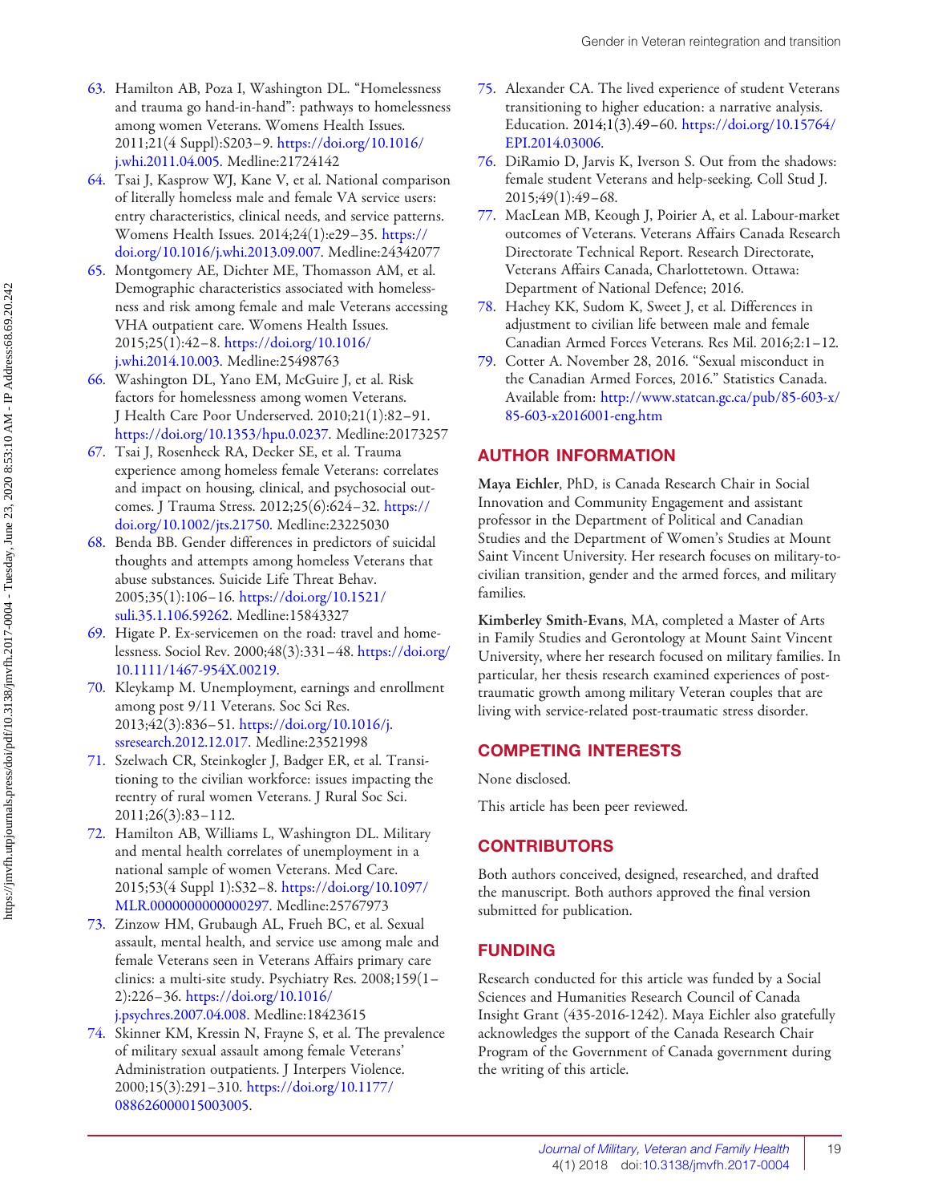63. Hamilton AB, Poza I, Washington DL. "Homelessness and trauma go hand-in-hand": pathways to homelessness among women Veterans. Womens Health Issues. 2011;21(4 Suppl):S203–9. https://doi.org/10.1016/j.whi.2011.04.005. Medline:21724142
64. Tsai J, Kasprow WJ, Kane V, et al. National comparison of literally homeless male and female VA service users: entry characteristics, clinical needs, and service patterns. Womens Health Issues. 2014;24(1):e29–35. https://doi.org/10.1016/j.whi.2013.09.007. Medline:24342077
65. Montgomery AE, Dichter ME, Thomasson AM, et al. Demographic characteristics associated with homelessness and risk among female and male Veterans accessing VHA outpatient care. Womens Health Issues. 2015;25(1):42–8. https://doi.org/10.1016/j.whi.2014.10.003. Medline:25498763
66. Washington DL, Yano EM, McGuire J, et al. Risk factors for homelessness among women Veterans. J Health Care Poor Underserved. 2010;21(1):82–91. https://doi.org/10.1353/hpu.0.0237. Medline:20173257
67. Tsai J, Rosenheck RA, Decker SE, et al. Trauma experience among homeless female Veterans: correlates and impact on housing, clinical, and psychosocial outcomes. J Trauma Stress. 2012;25(6):624–32. https://doi.org/10.1002/jts.21750. Medline:23225030
68. Benda BB. Gender differences in predictors of suicidal thoughts and attempts among homeless Veterans that abuse substances. Suicide Life Threat Behav. 2005;35(1):106–16. https://doi.org/10.1521/suli.35.1.106.59262. Medline:15843327
69. Higate P. Ex-servicemen on the road: travel and homelessness. Sociol Rev. 2000;48(3):331–48. https://doi.org/10.1111/1467-954X.00219.
70. Kleykamp M. Unemployment, earnings and enrollment among post 9/11 Veterans. Soc Sci Res. 2013;42(3):836–51. https://doi.org/10.1016/j.ssresearch.2012.12.017. Medline:23521998
71. Szelwach CR, Steinkogler J, Badger ER, et al. Transitioning to the civilian workforce: issues impacting the reentry of rural women Veterans. J Rural Soc Sci. 2011;26(3):83–112.
72. Hamilton AB, Williams L, Washington DL. Military and mental health correlates of unemployment in a national sample of women Veterans. Med Care. 2015;53(4 Suppl 1):S32–8. https://doi.org/10.1097/MLR.0000000000000297. Medline:25767973
73. Zinzow HM, Grubaugh AL, Frueh BC, et al. Sexual assault, mental health, and service use among male and female Veterans seen in Veterans Affairs primary care clinics: a multi-site study. Psychiatry Res. 2008;159(1–2):226–36. https://doi.org/10.1016/j.psychres.2007.04.008. Medline:18423615
74. Skinner KM, Kressin N, Frayne S, et al. The prevalence of military sexual assault among female Veterans' Administration outpatients. J Interpers Violence. 2000;15(3):291–310. https://doi.org/10.1177/088626000015003005.
75. Alexander CA. The lived experience of student Veterans transitioning to higher education: a narrative analysis. Education. 2014;1(3).49–60. https://doi.org/10.15764/EPI.2014.03006.
76. DiRamio D, Jarvis K, Iverson S. Out from the shadows: female student Veterans and help-seeking. Coll Stud J. 2015;49(1):49–68.
77. MacLean MB, Keough J, Poirier A, et al. Labour-market outcomes of Veterans. Veterans Affairs Canada Research Directorate Technical Report. Research Directorate, Veterans Affairs Canada, Charlottetown. Ottawa: Department of National Defence; 2016.
78. Hachey KK, Sudom K, Sweet J, et al. Differences in adjustment to civilian life between male and female Canadian Armed Forces Veterans. Res Mil. 2016;2:1–12.
79. Cotter A. November 28, 2016. "Sexual misconduct in the Canadian Armed Forces, 2016." Statistics Canada. Available from: http://www.statcan.gc.ca/pub/85-603-x/85-603-x2016001-eng.htm

## AUTHOR INFORMATION

**Maya Eichler**, PhD, is Canada Research Chair in Social Innovation and Community Engagement and assistant professor in the Department of Political and Canadian Studies and the Department of Women's Studies at Mount Saint Vincent University. Her research focuses on military-to-civilian transition, gender and the armed forces, and military families.

**Kimberley Smith-Evans**, MA, completed a Master of Arts in Family Studies and Gerontology at Mount Saint Vincent University, where her research focused on military families. In particular, her thesis research examined experiences of post-traumatic growth among military Veteran couples that are living with service-related post-traumatic stress disorder.

## COMPETING INTERESTS

None disclosed.

This article has been peer reviewed.

## CONTRIBUTORS

Both authors conceived, designed, researched, and drafted the manuscript. Both authors approved the final version submitted for publication.

## FUNDING

Research conducted for this article was funded by a Social Sciences and Humanities Research Council of Canada Insight Grant (435-2016-1242). Maya Eichler also gratefully acknowledges the support of the Canada Research Chair Program of the Government of Canada government during the writing of this article.